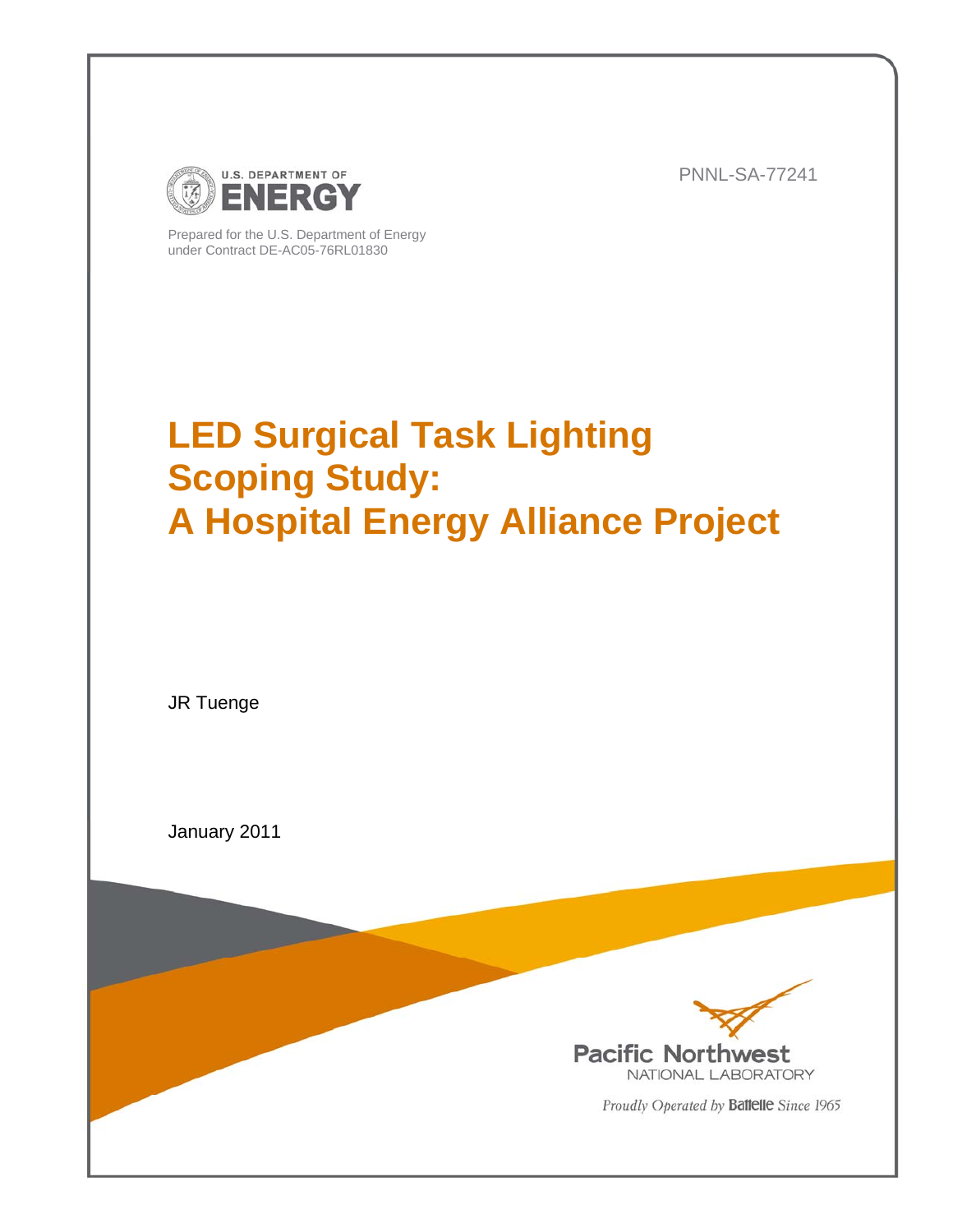U.S. DEPARTMENT OF ENERGY

PNNL-SA-77241

Prepared for the U.S. Department of Energy
under Contract DE-AC05-76RL01830

# LED Surgical Task Lighting Scoping Study: A Hospital Energy Alliance Project

JR Tuenge

January 2011

Pacific Northwest
NATIONAL LABORATORY

*Proudly Operated by* Battelle *Since 1965*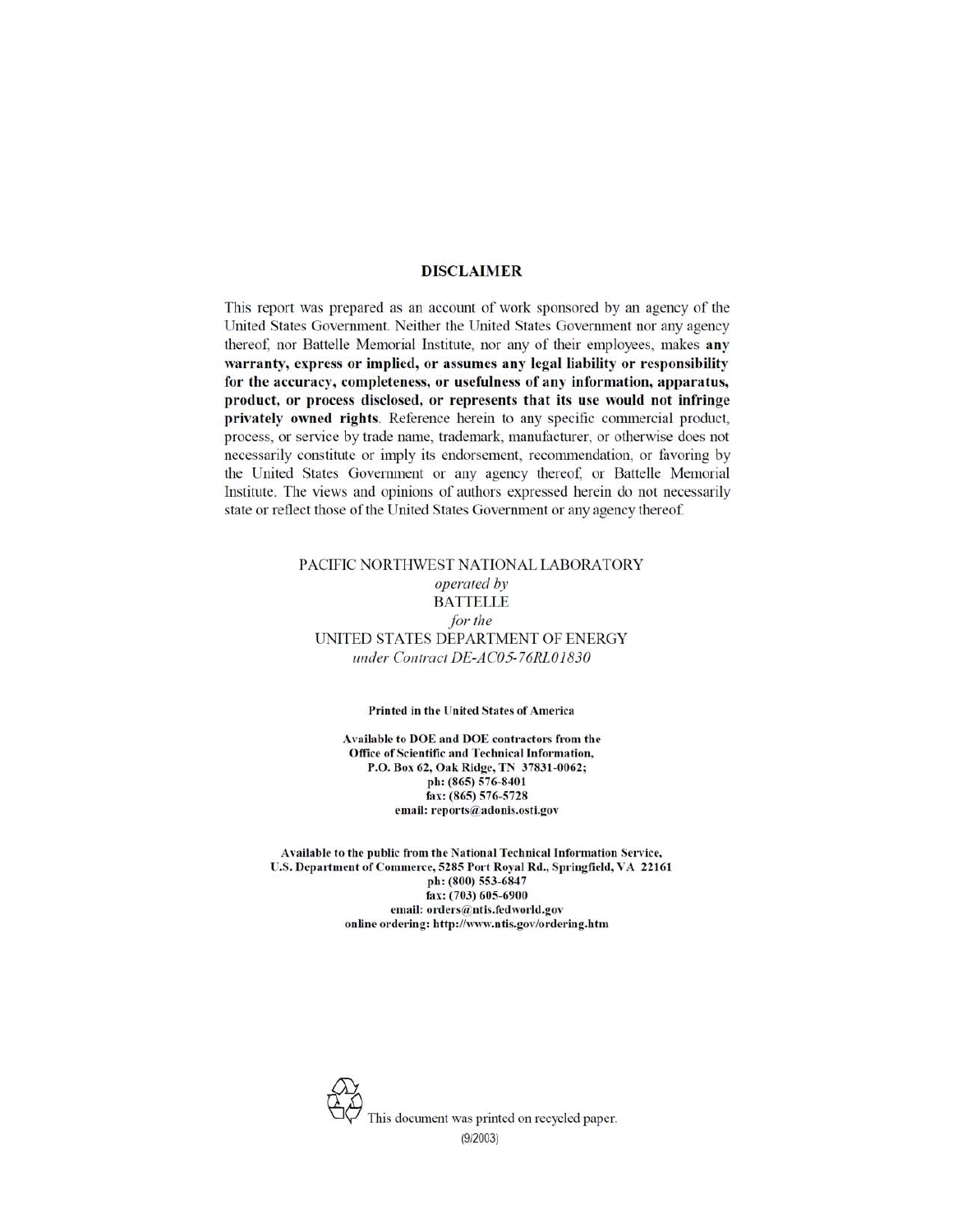## DISCLAIMER

This report was prepared as an account of work sponsored by an agency of the United States Government. Neither the United States Government nor any agency thereof, nor Battelle Memorial Institute, nor any of their employees, makes **any warranty, express or implied, or assumes any legal liability or responsibility for the accuracy, completeness, or usefulness of any information, apparatus, product, or process disclosed, or represents that its use would not infringe privately owned rights**. Reference herein to any specific commercial product, process, or service by trade name, trademark, manufacturer, or otherwise does not necessarily constitute or imply its endorsement, recommendation, or favoring by the United States Government or any agency thereof, or Battelle Memorial Institute. The views and opinions of authors expressed herein do not necessarily state or reflect those of the United States Government or any agency thereof.

PACIFIC NORTHWEST NATIONAL LABORATORY
*operated by*
BATTELLE
*for the*
UNITED STATES DEPARTMENT OF ENERGY
*under Contract DE-AC05-76RL01830*

**Printed in the United States of America**

**Available to DOE and DOE contractors from the**
**Office of Scientific and Technical Information,**
**P.O. Box 62, Oak Ridge, TN 37831-0062;**
**ph: (865) 576-8401**
**fax: (865) 576-5728**
**email: reports@adonis.osti.gov**

**Available to the public from the National Technical Information Service,**
**U.S. Department of Commerce, 5285 Port Royal Rd., Springfield, VA 22161**
**ph: (800) 553-6847**
**fax: (703) 605-6900**
**email: orders@ntis.fedworld.gov**
**online ordering: http://www.ntis.gov/ordering.htm**

This document was printed on recycled paper.
(9/2003)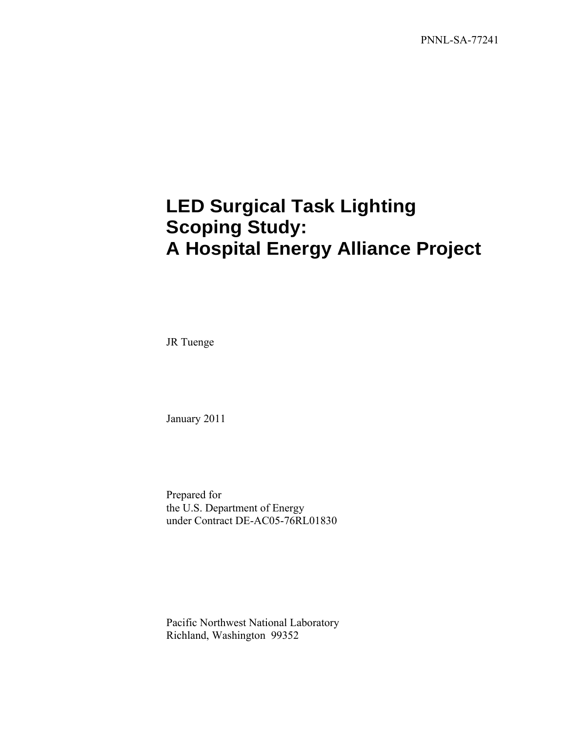PNNL-SA-77241

# LED Surgical Task Lighting Scoping Study: A Hospital Energy Alliance Project

JR Tuenge

January 2011

Prepared for
the U.S. Department of Energy
under Contract DE-AC05-76RL01830

Pacific Northwest National Laboratory
Richland, Washington 99352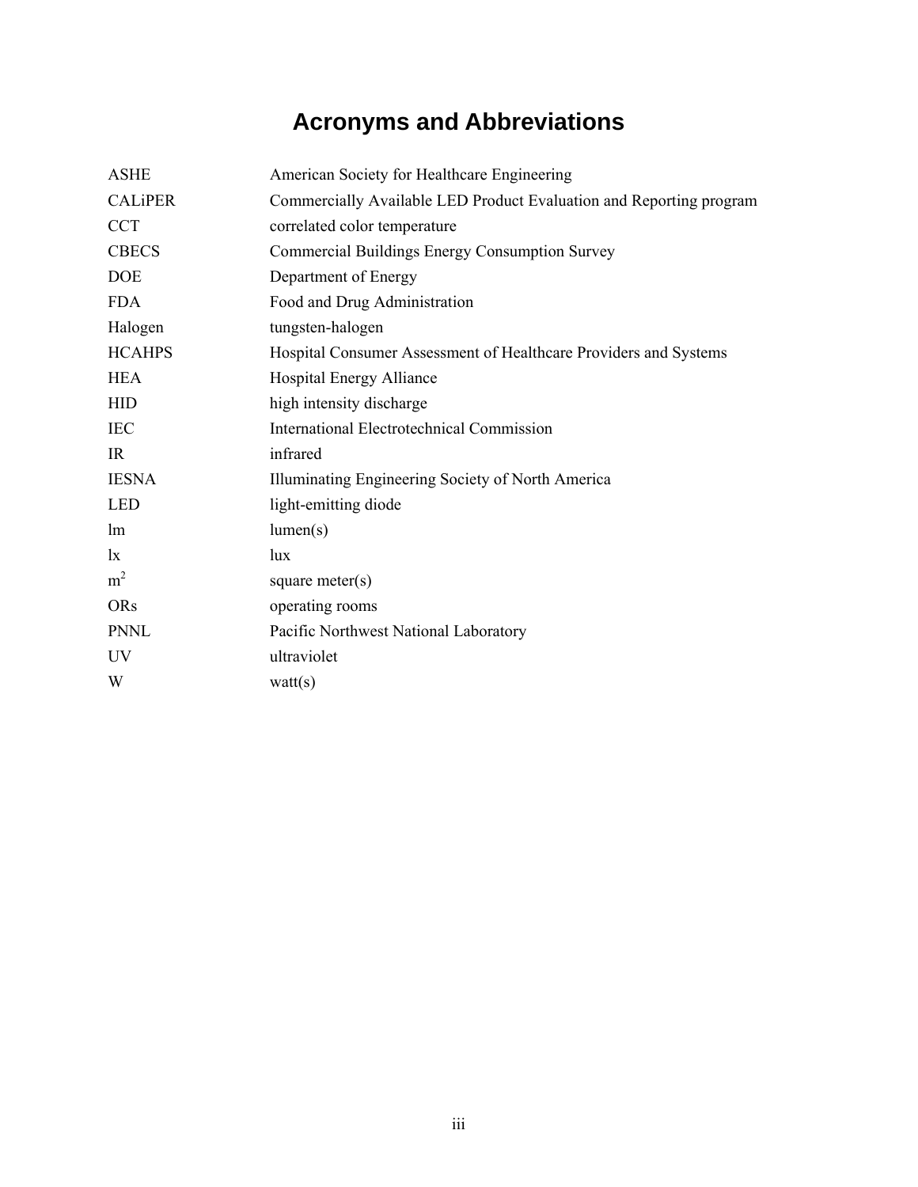# Acronyms and Abbreviations

| | |
|---|---|
| ASHE | American Society for Healthcare Engineering |
| CALiPER | Commercially Available LED Product Evaluation and Reporting program |
| CCT | correlated color temperature |
| CBECS | Commercial Buildings Energy Consumption Survey |
| DOE | Department of Energy |
| FDA | Food and Drug Administration |
| Halogen | tungsten-halogen |
| HCAHPS | Hospital Consumer Assessment of Healthcare Providers and Systems |
| HEA | Hospital Energy Alliance |
| HID | high intensity discharge |
| IEC | International Electrotechnical Commission |
| IR | infrared |
| IESNA | Illuminating Engineering Society of North America |
| LED | light-emitting diode |
| lm | lumen(s) |
| lx | lux |
| $m^2$ | square meter(s) |
| ORs | operating rooms |
| PNNL | Pacific Northwest National Laboratory |
| UV | ultraviolet |
| W | watt(s) |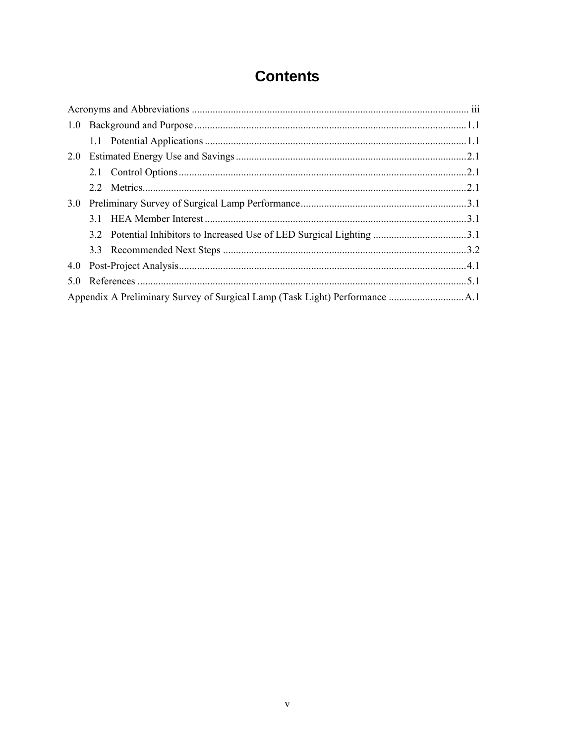# Contents

Acronyms and Abbreviations .......... iii

1.0 Background and Purpose .......... 1.1

    1.1 Potential Applications .......... 1.1

2.0 Estimated Energy Use and Savings .......... 2.1

    2.1 Control Options .......... 2.1

    2.2 Metrics .......... 2.1

3.0 Preliminary Survey of Surgical Lamp Performance .......... 3.1

    3.1 HEA Member Interest .......... 3.1

    3.2 Potential Inhibitors to Increased Use of LED Surgical Lighting .......... 3.1

    3.3 Recommended Next Steps .......... 3.2

4.0 Post-Project Analysis .......... 4.1

5.0 References .......... 5.1

Appendix A Preliminary Survey of Surgical Lamp (Task Light) Performance .......... A.1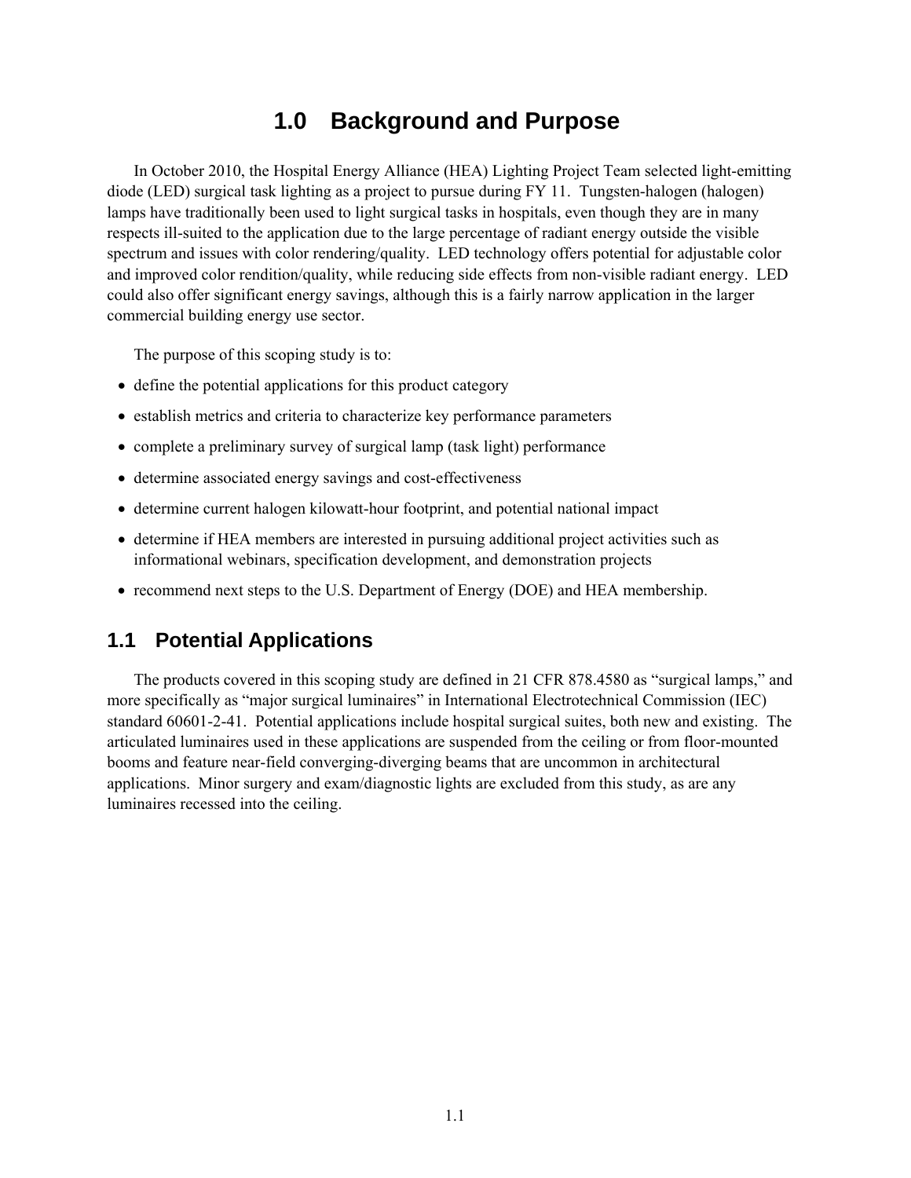# 1.0 Background and Purpose

In October 2010, the Hospital Energy Alliance (HEA) Lighting Project Team selected light-emitting diode (LED) surgical task lighting as a project to pursue during FY 11. Tungsten-halogen (halogen) lamps have traditionally been used to light surgical tasks in hospitals, even though they are in many respects ill-suited to the application due to the large percentage of radiant energy outside the visible spectrum and issues with color rendering/quality. LED technology offers potential for adjustable color and improved color rendition/quality, while reducing side effects from non-visible radiant energy. LED could also offer significant energy savings, although this is a fairly narrow application in the larger commercial building energy use sector.

The purpose of this scoping study is to:

- define the potential applications for this product category
- establish metrics and criteria to characterize key performance parameters
- complete a preliminary survey of surgical lamp (task light) performance
- determine associated energy savings and cost-effectiveness
- determine current halogen kilowatt-hour footprint, and potential national impact
- determine if HEA members are interested in pursuing additional project activities such as informational webinars, specification development, and demonstration projects
- recommend next steps to the U.S. Department of Energy (DOE) and HEA membership.

## 1.1 Potential Applications

The products covered in this scoping study are defined in 21 CFR 878.4580 as "surgical lamps," and more specifically as "major surgical luminaires" in International Electrotechnical Commission (IEC) standard 60601-2-41. Potential applications include hospital surgical suites, both new and existing. The articulated luminaires used in these applications are suspended from the ceiling or from floor-mounted booms and feature near-field converging-diverging beams that are uncommon in architectural applications. Minor surgery and exam/diagnostic lights are excluded from this study, as are any luminaires recessed into the ceiling.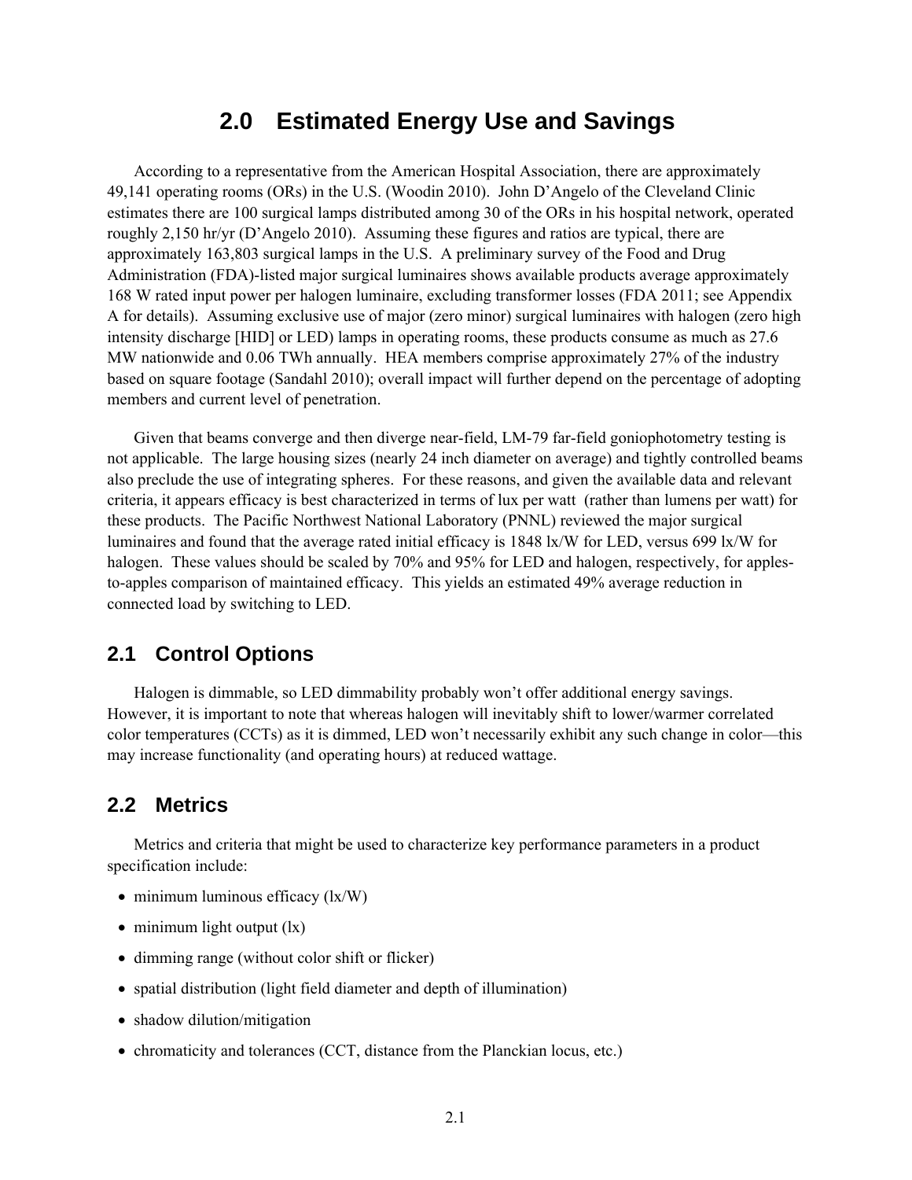# 2.0 Estimated Energy Use and Savings

According to a representative from the American Hospital Association, there are approximately 49,141 operating rooms (ORs) in the U.S. (Woodin 2010). John D'Angelo of the Cleveland Clinic estimates there are 100 surgical lamps distributed among 30 of the ORs in his hospital network, operated roughly 2,150 hr/yr (D'Angelo 2010). Assuming these figures and ratios are typical, there are approximately 163,803 surgical lamps in the U.S. A preliminary survey of the Food and Drug Administration (FDA)-listed major surgical luminaires shows available products average approximately 168 W rated input power per halogen luminaire, excluding transformer losses (FDA 2011; see Appendix A for details). Assuming exclusive use of major (zero minor) surgical luminaires with halogen (zero high intensity discharge [HID] or LED) lamps in operating rooms, these products consume as much as 27.6 MW nationwide and 0.06 TWh annually. HEA members comprise approximately 27% of the industry based on square footage (Sandahl 2010); overall impact will further depend on the percentage of adopting members and current level of penetration.

Given that beams converge and then diverge near-field, LM-79 far-field goniophotometry testing is not applicable. The large housing sizes (nearly 24 inch diameter on average) and tightly controlled beams also preclude the use of integrating spheres. For these reasons, and given the available data and relevant criteria, it appears efficacy is best characterized in terms of lux per watt (rather than lumens per watt) for these products. The Pacific Northwest National Laboratory (PNNL) reviewed the major surgical luminaires and found that the average rated initial efficacy is 1848 lx/W for LED, versus 699 lx/W for halogen. These values should be scaled by 70% and 95% for LED and halogen, respectively, for apples-to-apples comparison of maintained efficacy. This yields an estimated 49% average reduction in connected load by switching to LED.

## 2.1 Control Options

Halogen is dimmable, so LED dimmability probably won't offer additional energy savings. However, it is important to note that whereas halogen will inevitably shift to lower/warmer correlated color temperatures (CCTs) as it is dimmed, LED won't necessarily exhibit any such change in color—this may increase functionality (and operating hours) at reduced wattage.

## 2.2 Metrics

Metrics and criteria that might be used to characterize key performance parameters in a product specification include:

- minimum luminous efficacy (lx/W)
- minimum light output (lx)
- dimming range (without color shift or flicker)
- spatial distribution (light field diameter and depth of illumination)
- shadow dilution/mitigation
- chromaticity and tolerances (CCT, distance from the Planckian locus, etc.)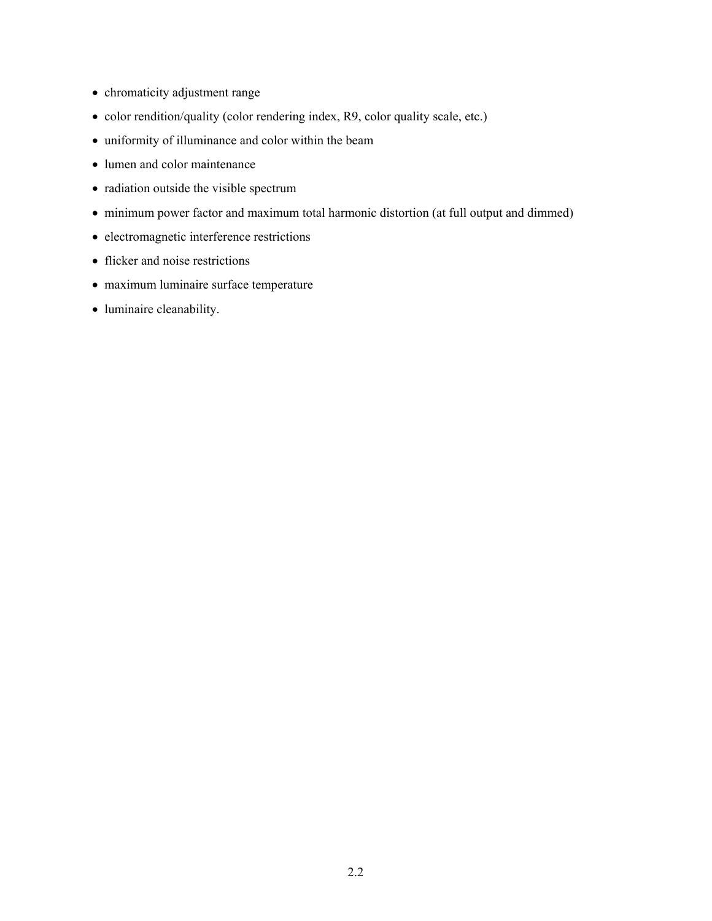- chromaticity adjustment range
- color rendition/quality (color rendering index, R9, color quality scale, etc.)
- uniformity of illuminance and color within the beam
- lumen and color maintenance
- radiation outside the visible spectrum
- minimum power factor and maximum total harmonic distortion (at full output and dimmed)
- electromagnetic interference restrictions
- flicker and noise restrictions
- maximum luminaire surface temperature
- luminaire cleanability.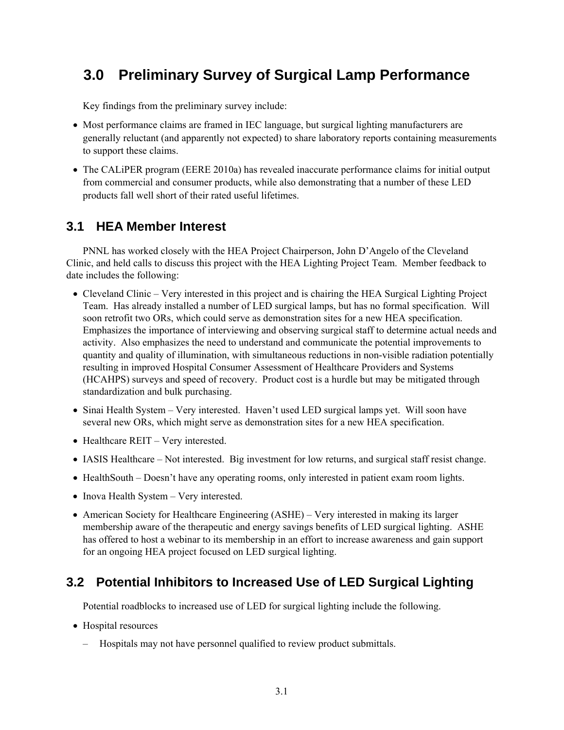# 3.0 Preliminary Survey of Surgical Lamp Performance

Key findings from the preliminary survey include:

- Most performance claims are framed in IEC language, but surgical lighting manufacturers are generally reluctant (and apparently not expected) to share laboratory reports containing measurements to support these claims.
- The CALiPER program (EERE 2010a) has revealed inaccurate performance claims for initial output from commercial and consumer products, while also demonstrating that a number of these LED products fall well short of their rated useful lifetimes.

## 3.1 HEA Member Interest

PNNL has worked closely with the HEA Project Chairperson, John D'Angelo of the Cleveland Clinic, and held calls to discuss this project with the HEA Lighting Project Team. Member feedback to date includes the following:

- Cleveland Clinic – Very interested in this project and is chairing the HEA Surgical Lighting Project Team. Has already installed a number of LED surgical lamps, but has no formal specification. Will soon retrofit two ORs, which could serve as demonstration sites for a new HEA specification. Emphasizes the importance of interviewing and observing surgical staff to determine actual needs and activity. Also emphasizes the need to understand and communicate the potential improvements to quantity and quality of illumination, with simultaneous reductions in non-visible radiation potentially resulting in improved Hospital Consumer Assessment of Healthcare Providers and Systems (HCAHPS) surveys and speed of recovery. Product cost is a hurdle but may be mitigated through standardization and bulk purchasing.
- Sinai Health System – Very interested. Haven't used LED surgical lamps yet. Will soon have several new ORs, which might serve as demonstration sites for a new HEA specification.
- Healthcare REIT – Very interested.
- IASIS Healthcare – Not interested. Big investment for low returns, and surgical staff resist change.
- HealthSouth – Doesn't have any operating rooms, only interested in patient exam room lights.
- Inova Health System – Very interested.
- American Society for Healthcare Engineering (ASHE) – Very interested in making its larger membership aware of the therapeutic and energy savings benefits of LED surgical lighting. ASHE has offered to host a webinar to its membership in an effort to increase awareness and gain support for an ongoing HEA project focused on LED surgical lighting.

## 3.2 Potential Inhibitors to Increased Use of LED Surgical Lighting

Potential roadblocks to increased use of LED for surgical lighting include the following.

- Hospital resources
  - Hospitals may not have personnel qualified to review product submittals.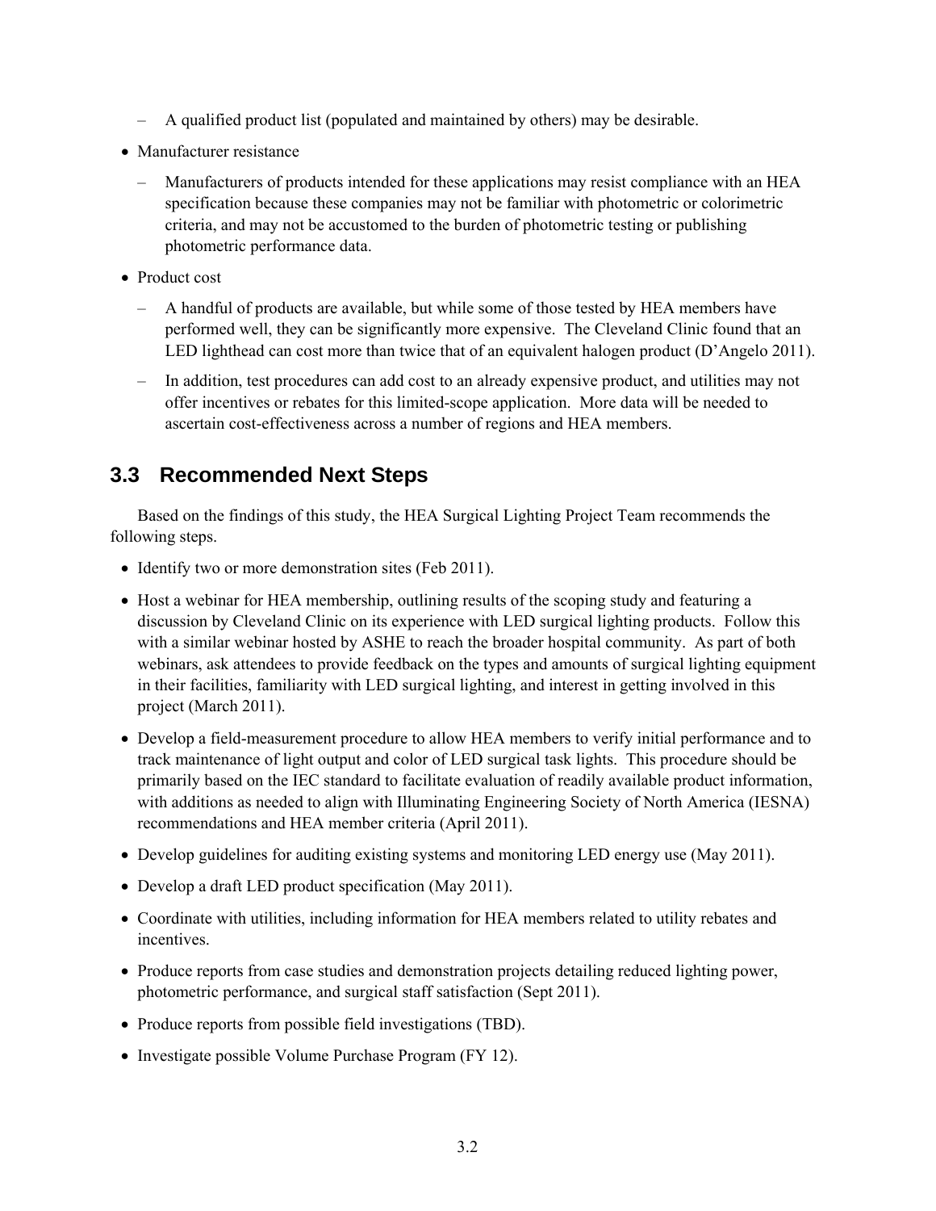- A qualified product list (populated and maintained by others) may be desirable.
- Manufacturer resistance
  - Manufacturers of products intended for these applications may resist compliance with an HEA specification because these companies may not be familiar with photometric or colorimetric criteria, and may not be accustomed to the burden of photometric testing or publishing photometric performance data.
- Product cost
  - A handful of products are available, but while some of those tested by HEA members have performed well, they can be significantly more expensive. The Cleveland Clinic found that an LED lighthead can cost more than twice that of an equivalent halogen product (D'Angelo 2011).
  - In addition, test procedures can add cost to an already expensive product, and utilities may not offer incentives or rebates for this limited-scope application. More data will be needed to ascertain cost-effectiveness across a number of regions and HEA members.

## 3.3 Recommended Next Steps

Based on the findings of this study, the HEA Surgical Lighting Project Team recommends the following steps.

- Identify two or more demonstration sites (Feb 2011).
- Host a webinar for HEA membership, outlining results of the scoping study and featuring a discussion by Cleveland Clinic on its experience with LED surgical lighting products. Follow this with a similar webinar hosted by ASHE to reach the broader hospital community. As part of both webinars, ask attendees to provide feedback on the types and amounts of surgical lighting equipment in their facilities, familiarity with LED surgical lighting, and interest in getting involved in this project (March 2011).
- Develop a field-measurement procedure to allow HEA members to verify initial performance and to track maintenance of light output and color of LED surgical task lights. This procedure should be primarily based on the IEC standard to facilitate evaluation of readily available product information, with additions as needed to align with Illuminating Engineering Society of North America (IESNA) recommendations and HEA member criteria (April 2011).
- Develop guidelines for auditing existing systems and monitoring LED energy use (May 2011).
- Develop a draft LED product specification (May 2011).
- Coordinate with utilities, including information for HEA members related to utility rebates and incentives.
- Produce reports from case studies and demonstration projects detailing reduced lighting power, photometric performance, and surgical staff satisfaction (Sept 2011).
- Produce reports from possible field investigations (TBD).
- Investigate possible Volume Purchase Program (FY 12).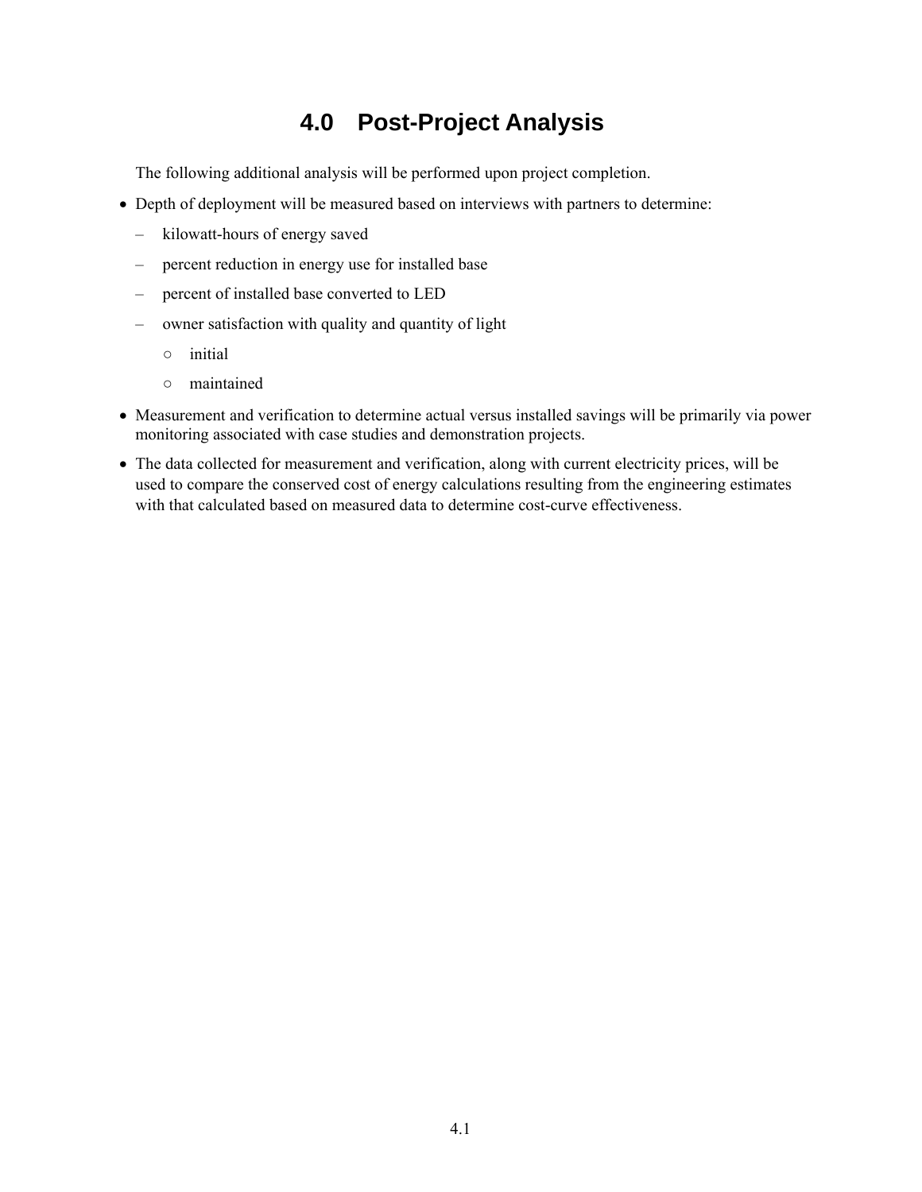# 4.0 Post-Project Analysis

The following additional analysis will be performed upon project completion.

- Depth of deployment will be measured based on interviews with partners to determine:
  - kilowatt-hours of energy saved
  - percent reduction in energy use for installed base
  - percent of installed base converted to LED
  - owner satisfaction with quality and quantity of light
    - initial
    - maintained
- Measurement and verification to determine actual versus installed savings will be primarily via power monitoring associated with case studies and demonstration projects.
- The data collected for measurement and verification, along with current electricity prices, will be used to compare the conserved cost of energy calculations resulting from the engineering estimates with that calculated based on measured data to determine cost-curve effectiveness.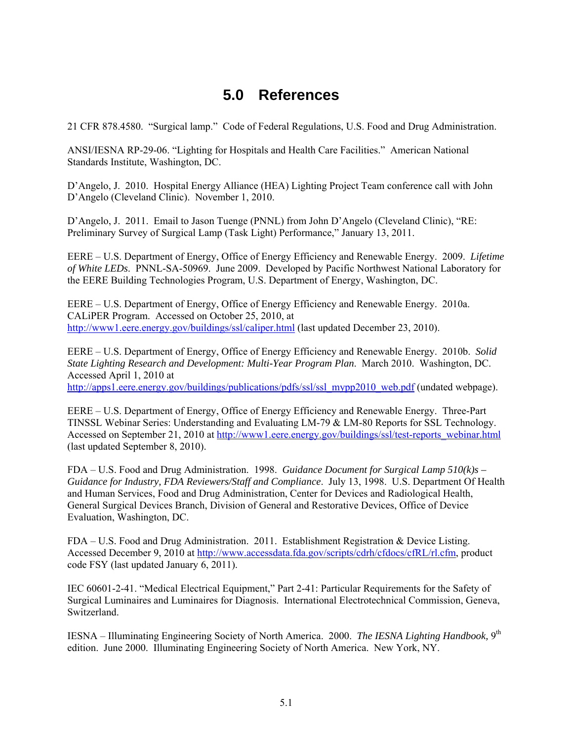# 5.0 References

21 CFR 878.4580. "Surgical lamp." Code of Federal Regulations, U.S. Food and Drug Administration.

ANSI/IESNA RP-29-06. "Lighting for Hospitals and Health Care Facilities." American National Standards Institute, Washington, DC.

D'Angelo, J. 2010. Hospital Energy Alliance (HEA) Lighting Project Team conference call with John D'Angelo (Cleveland Clinic). November 1, 2010.

D'Angelo, J. 2011. Email to Jason Tuenge (PNNL) from John D'Angelo (Cleveland Clinic), "RE: Preliminary Survey of Surgical Lamp (Task Light) Performance," January 13, 2011.

EERE – U.S. Department of Energy, Office of Energy Efficiency and Renewable Energy. 2009. *Lifetime of White LEDs*. PNNL-SA-50969. June 2009. Developed by Pacific Northwest National Laboratory for the EERE Building Technologies Program, U.S. Department of Energy, Washington, DC.

EERE – U.S. Department of Energy, Office of Energy Efficiency and Renewable Energy. 2010a. CALiPER Program. Accessed on October 25, 2010, at http://www1.eere.energy.gov/buildings/ssl/caliper.html (last updated December 23, 2010).

EERE – U.S. Department of Energy, Office of Energy Efficiency and Renewable Energy. 2010b. *Solid State Lighting Research and Development: Multi-Year Program Plan*. March 2010. Washington, DC. Accessed April 1, 2010 at http://apps1.eere.energy.gov/buildings/publications/pdfs/ssl/ssl_mypp2010_web.pdf (undated webpage).

EERE – U.S. Department of Energy, Office of Energy Efficiency and Renewable Energy. Three-Part TINSSL Webinar Series: Understanding and Evaluating LM-79 & LM-80 Reports for SSL Technology. Accessed on September 21, 2010 at http://www1.eere.energy.gov/buildings/ssl/test-reports_webinar.html (last updated September 8, 2010).

FDA – U.S. Food and Drug Administration. 1998. *Guidance Document for Surgical Lamp 510(k)s – Guidance for Industry, FDA Reviewers/Staff and Compliance*. July 13, 1998. U.S. Department Of Health and Human Services, Food and Drug Administration, Center for Devices and Radiological Health, General Surgical Devices Branch, Division of General and Restorative Devices, Office of Device Evaluation, Washington, DC.

FDA – U.S. Food and Drug Administration. 2011. Establishment Registration & Device Listing. Accessed December 9, 2010 at http://www.accessdata.fda.gov/scripts/cdrh/cfdocs/cfRL/rl.cfm, product code FSY (last updated January 6, 2011).

IEC 60601-2-41. "Medical Electrical Equipment," Part 2-41: Particular Requirements for the Safety of Surgical Luminaires and Luminaires for Diagnosis. International Electrotechnical Commission, Geneva, Switzerland.

IESNA – Illuminating Engineering Society of North America. 2000. *The IESNA Lighting Handbook,* 9th edition. June 2000. Illuminating Engineering Society of North America. New York, NY.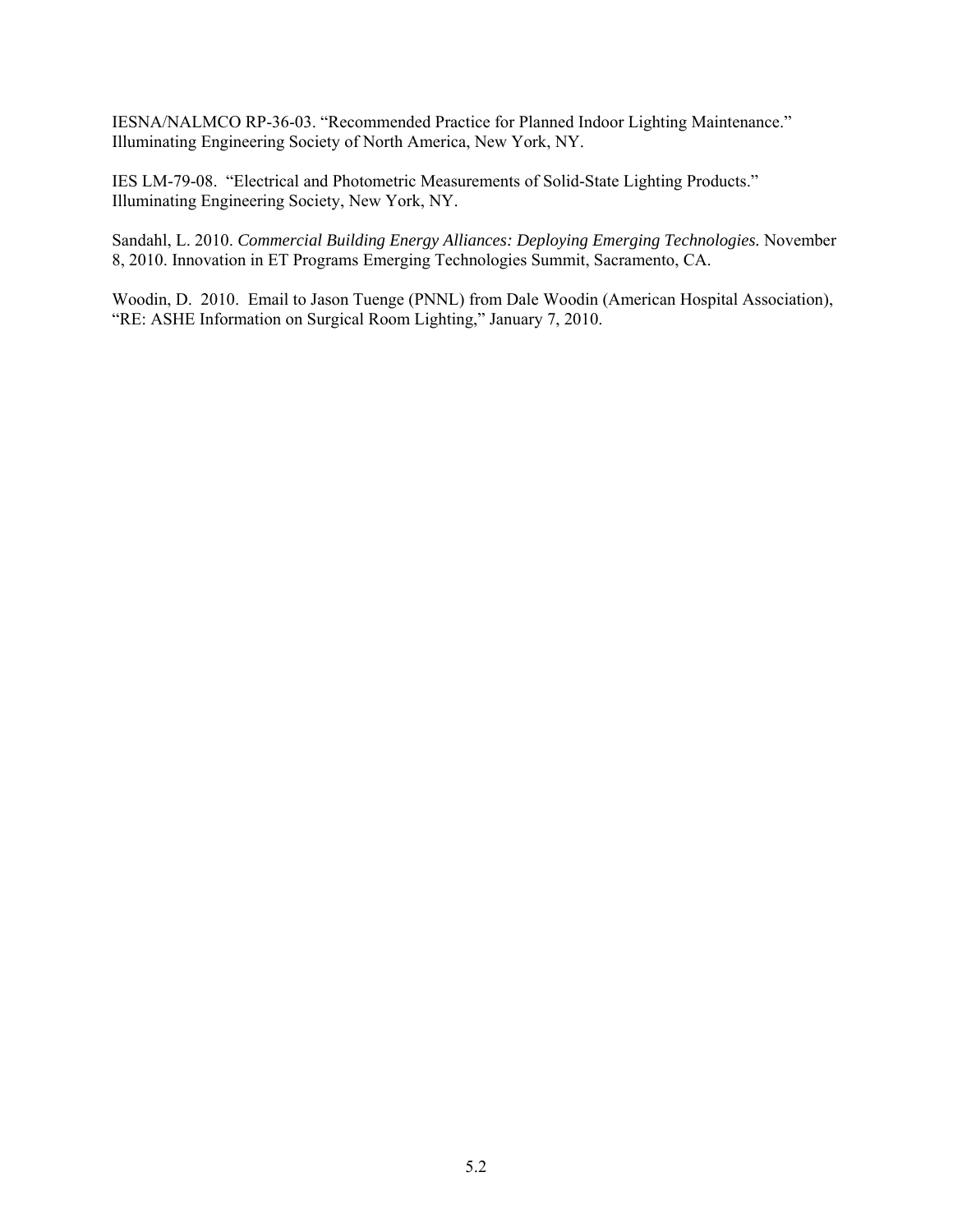IESNA/NALMCO RP-36-03. "Recommended Practice for Planned Indoor Lighting Maintenance." Illuminating Engineering Society of North America, New York, NY.

IES LM-79-08. "Electrical and Photometric Measurements of Solid-State Lighting Products." Illuminating Engineering Society, New York, NY.

Sandahl, L. 2010. *Commercial Building Energy Alliances: Deploying Emerging Technologies.* November 8, 2010. Innovation in ET Programs Emerging Technologies Summit, Sacramento, CA.

Woodin, D. 2010. Email to Jason Tuenge (PNNL) from Dale Woodin (American Hospital Association), "RE: ASHE Information on Surgical Room Lighting," January 7, 2010.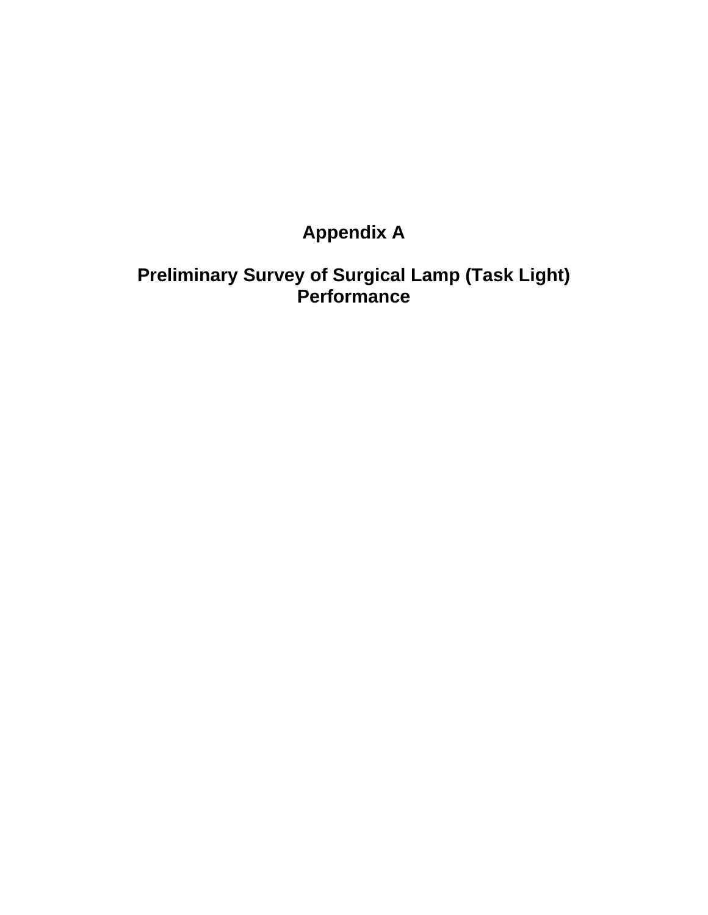# Appendix A

# Preliminary Survey of Surgical Lamp (Task Light) Performance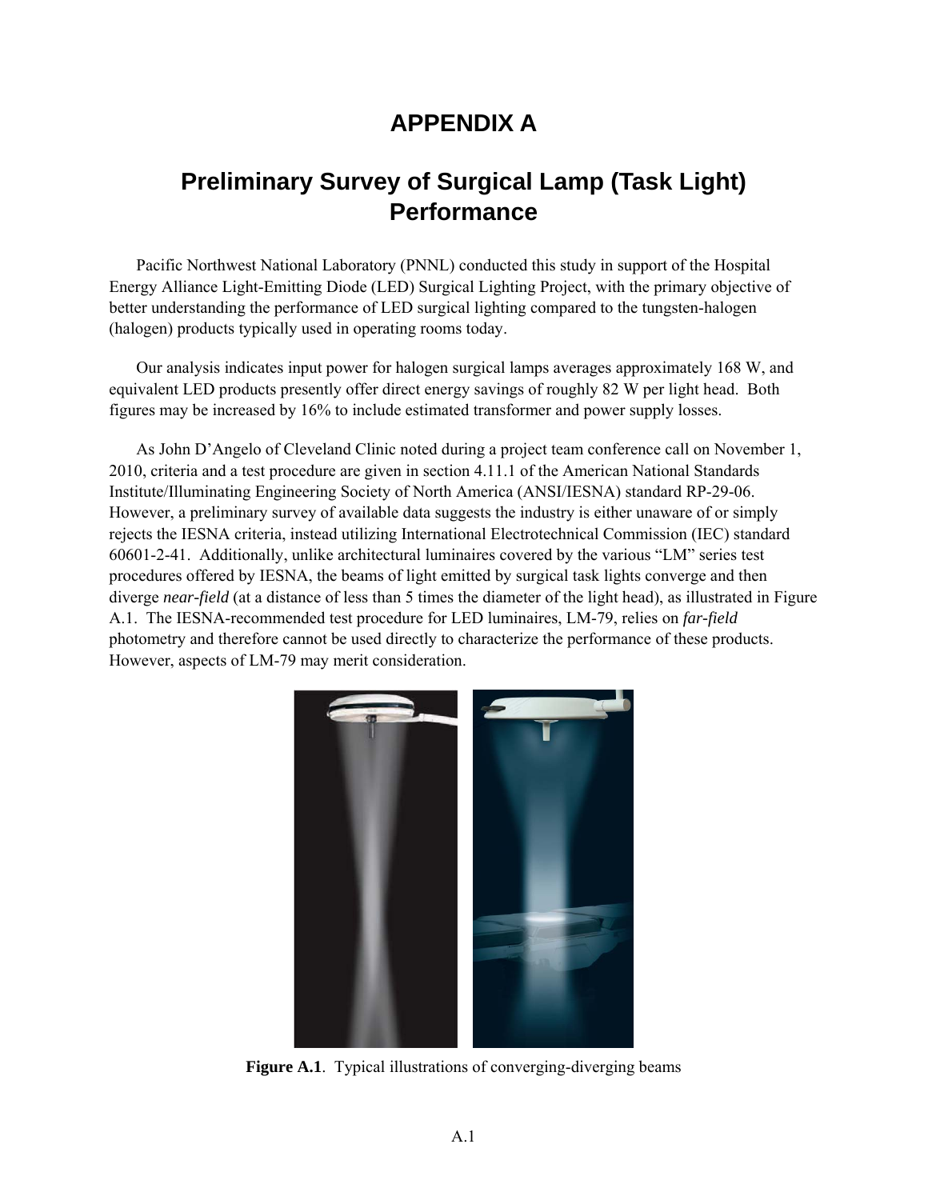# APPENDIX A

## Preliminary Survey of Surgical Lamp (Task Light) Performance

Pacific Northwest National Laboratory (PNNL) conducted this study in support of the Hospital Energy Alliance Light-Emitting Diode (LED) Surgical Lighting Project, with the primary objective of better understanding the performance of LED surgical lighting compared to the tungsten-halogen (halogen) products typically used in operating rooms today.

Our analysis indicates input power for halogen surgical lamps averages approximately 168 W, and equivalent LED products presently offer direct energy savings of roughly 82 W per light head. Both figures may be increased by 16% to include estimated transformer and power supply losses.

As John D'Angelo of Cleveland Clinic noted during a project team conference call on November 1, 2010, criteria and a test procedure are given in section 4.11.1 of the American National Standards Institute/Illuminating Engineering Society of North America (ANSI/IESNA) standard RP-29-06. However, a preliminary survey of available data suggests the industry is either unaware of or simply rejects the IESNA criteria, instead utilizing International Electrotechnical Commission (IEC) standard 60601-2-41. Additionally, unlike architectural luminaires covered by the various "LM" series test procedures offered by IESNA, the beams of light emitted by surgical task lights converge and then diverge *near-field* (at a distance of less than 5 times the diameter of the light head), as illustrated in Figure A.1. The IESNA-recommended test procedure for LED luminaires, LM-79, relies on *far-field* photometry and therefore cannot be used directly to characterize the performance of these products. However, aspects of LM-79 may merit consideration.

**Figure A.1**. Typical illustrations of converging-diverging beams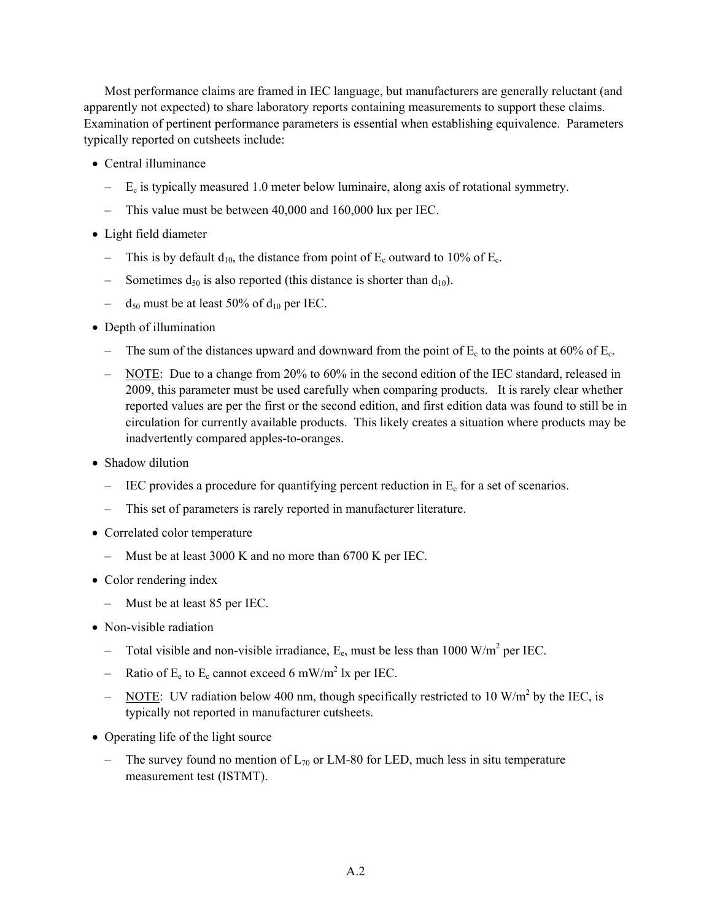Most performance claims are framed in IEC language, but manufacturers are generally reluctant (and apparently not expected) to share laboratory reports containing measurements to support these claims. Examination of pertinent performance parameters is essential when establishing equivalence. Parameters typically reported on cutsheets include:

- Central illuminance
  - $E_c$ is typically measured 1.0 meter below luminaire, along axis of rotational symmetry.
  - This value must be between 40,000 and 160,000 lux per IEC.
- Light field diameter
  - This is by default $d_{10}$, the distance from point of $E_c$ outward to 10% of $E_c$.
  - Sometimes $d_{50}$ is also reported (this distance is shorter than $d_{10}$).
  - $d_{50}$ must be at least 50% of $d_{10}$ per IEC.
- Depth of illumination
  - The sum of the distances upward and downward from the point of $E_c$ to the points at 60% of $E_c$.
  - NOTE: Due to a change from 20% to 60% in the second edition of the IEC standard, released in 2009, this parameter must be used carefully when comparing products. It is rarely clear whether reported values are per the first or the second edition, and first edition data was found to still be in circulation for currently available products. This likely creates a situation where products may be inadvertently compared apples-to-oranges.
- Shadow dilution
  - IEC provides a procedure for quantifying percent reduction in $E_c$ for a set of scenarios.
  - This set of parameters is rarely reported in manufacturer literature.
- Correlated color temperature
  - Must be at least 3000 K and no more than 6700 K per IEC.
- Color rendering index
  - Must be at least 85 per IEC.
- Non-visible radiation
  - Total visible and non-visible irradiance, $E_e$, must be less than 1000 $W/m^2$ per IEC.
  - Ratio of $E_e$ to $E_c$ cannot exceed 6 $mW/m^2$ lx per IEC.
  - NOTE: UV radiation below 400 nm, though specifically restricted to 10 $W/m^2$ by the IEC, is typically not reported in manufacturer cutsheets.
- Operating life of the light source
  - The survey found no mention of $L_{70}$ or LM-80 for LED, much less in situ temperature measurement test (ISTMT).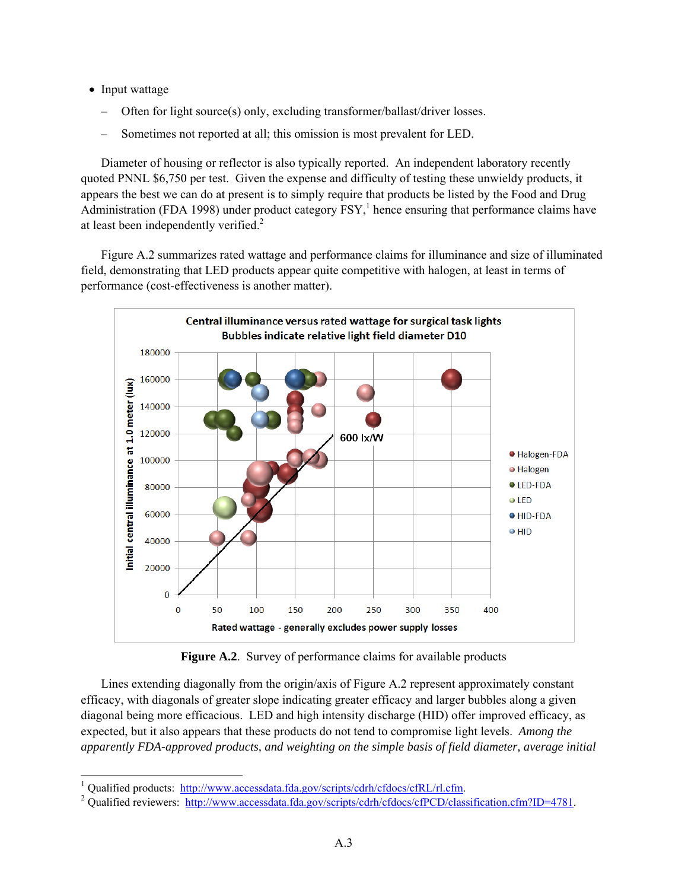- Input wattage
  - Often for light source(s) only, excluding transformer/ballast/driver losses.
  - Sometimes not reported at all; this omission is most prevalent for LED.

Diameter of housing or reflector is also typically reported. An independent laboratory recently quoted PNNL $6,750 per test. Given the expense and difficulty of testing these unwieldy products, it appears the best we can do at present is to simply require that products be listed by the Food and Drug Administration (FDA 1998) under product category FSY,[1] hence ensuring that performance claims have at least been independently verified.[2]

Figure A.2 summarizes rated wattage and performance claims for illuminance and size of illuminated field, demonstrating that LED products appear quite competitive with halogen, at least in terms of performance (cost-effectiveness is another matter).

**Figure A.2**. Survey of performance claims for available products

Lines extending diagonally from the origin/axis of Figure A.2 represent approximately constant efficacy, with diagonals of greater slope indicating greater efficacy and larger bubbles along a given diagonal being more efficacious. LED and high intensity discharge (HID) offer improved efficacy, as expected, but it also appears that these products do not tend to compromise light levels. *Among the apparently FDA-approved products, and weighting on the simple basis of field diameter, average initial*

[1] Qualified products: http://www.accessdata.fda.gov/scripts/cdrh/cfdocs/cfRL/rl.cfm.

[2] Qualified reviewers: http://www.accessdata.fda.gov/scripts/cdrh/cfdocs/cfPCD/classification.cfm?ID=4781.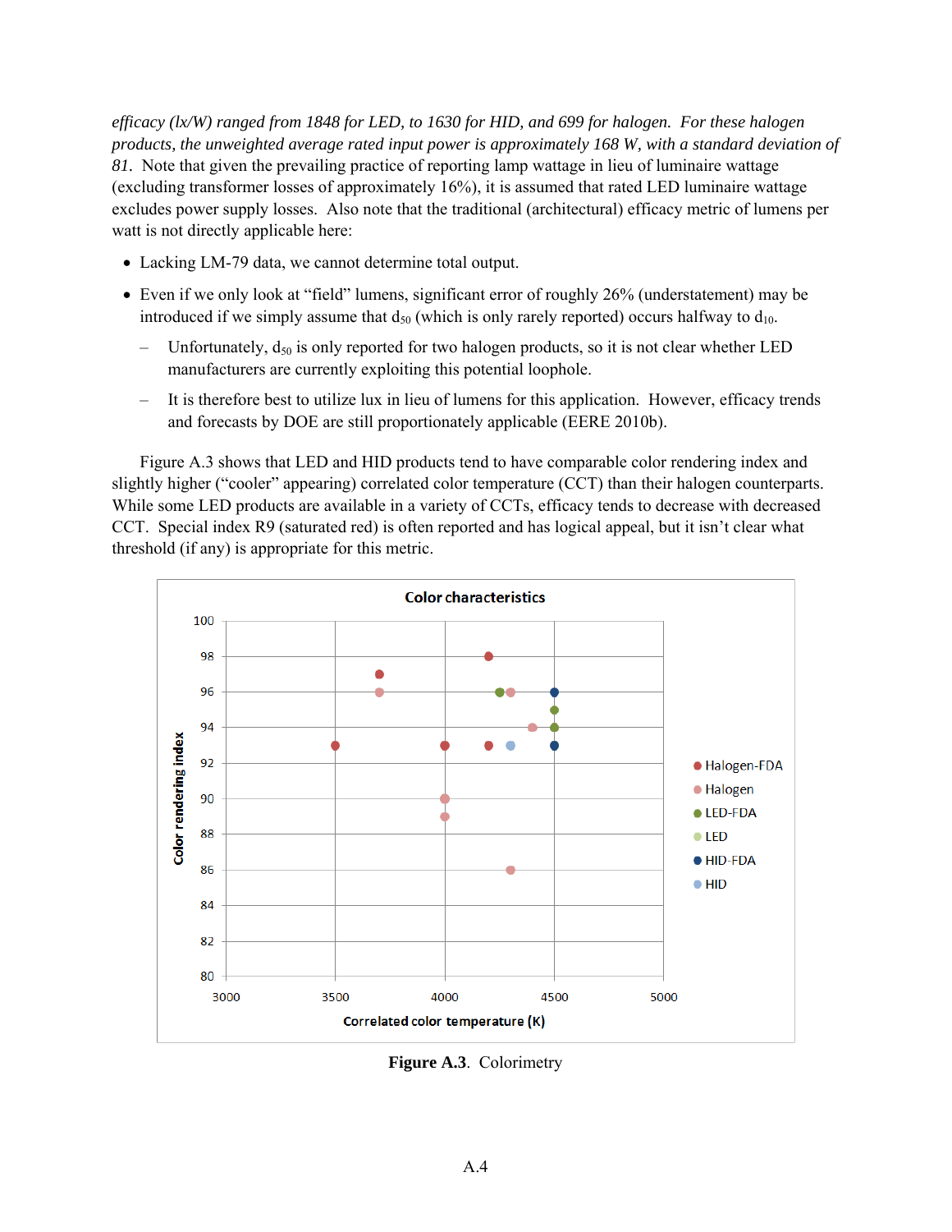*efficacy (lx/W) ranged from 1848 for LED, to 1630 for HID, and 699 for halogen. For these halogen products, the unweighted average rated input power is approximately 168 W, with a standard deviation of 81.* Note that given the prevailing practice of reporting lamp wattage in lieu of luminaire wattage (excluding transformer losses of approximately 16%), it is assumed that rated LED luminaire wattage excludes power supply losses. Also note that the traditional (architectural) efficacy metric of lumens per watt is not directly applicable here:

- Lacking LM-79 data, we cannot determine total output.
- Even if we only look at "field" lumens, significant error of roughly 26% (understatement) may be introduced if we simply assume that $d_{50}$ (which is only rarely reported) occurs halfway to $d_{10}$.
  - Unfortunately, $d_{50}$ is only reported for two halogen products, so it is not clear whether LED manufacturers are currently exploiting this potential loophole.
  - It is therefore best to utilize lux in lieu of lumens for this application. However, efficacy trends and forecasts by DOE are still proportionately applicable (EERE 2010b).

Figure A.3 shows that LED and HID products tend to have comparable color rendering index and slightly higher ("cooler" appearing) correlated color temperature (CCT) than their halogen counterparts. While some LED products are available in a variety of CCTs, efficacy tends to decrease with decreased CCT. Special index R9 (saturated red) is often reported and has logical appeal, but it isn't clear what threshold (if any) is appropriate for this metric.

**Figure A.3**. Colorimetry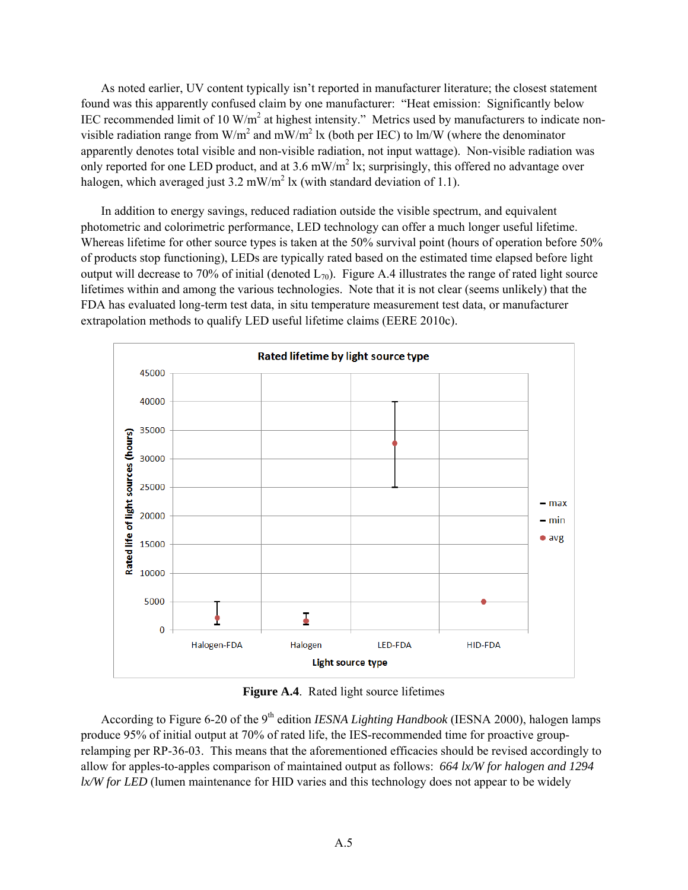As noted earlier, UV content typically isn't reported in manufacturer literature; the closest statement found was this apparently confused claim by one manufacturer: "Heat emission: Significantly below IEC recommended limit of 10 W/m$^2$ at highest intensity." Metrics used by manufacturers to indicate non-visible radiation range from W/m$^2$ and mW/m$^2$ lx (both per IEC) to lm/W (where the denominator apparently denotes total visible and non-visible radiation, not input wattage). Non-visible radiation was only reported for one LED product, and at 3.6 mW/m$^2$ lx; surprisingly, this offered no advantage over halogen, which averaged just 3.2 mW/m$^2$ lx (with standard deviation of 1.1).

In addition to energy savings, reduced radiation outside the visible spectrum, and equivalent photometric and colorimetric performance, LED technology can offer a much longer useful lifetime. Whereas lifetime for other source types is taken at the 50% survival point (hours of operation before 50% of products stop functioning), LEDs are typically rated based on the estimated time elapsed before light output will decrease to 70% of initial (denoted $L_{70}$). Figure A.4 illustrates the range of rated light source lifetimes within and among the various technologies. Note that it is not clear (seems unlikely) that the FDA has evaluated long-term test data, in situ temperature measurement test data, or manufacturer extrapolation methods to qualify LED useful lifetime claims (EERE 2010c).

**Figure A.4**. Rated light source lifetimes

According to Figure 6-20 of the 9th edition *IESNA Lighting Handbook* (IESNA 2000), halogen lamps produce 95% of initial output at 70% of rated life, the IES-recommended time for proactive group-relamping per RP-36-03. This means that the aforementioned efficacies should be revised accordingly to allow for apples-to-apples comparison of maintained output as follows: *664 lx/W for halogen and 1294 lx/W for LED* (lumen maintenance for HID varies and this technology does not appear to be widely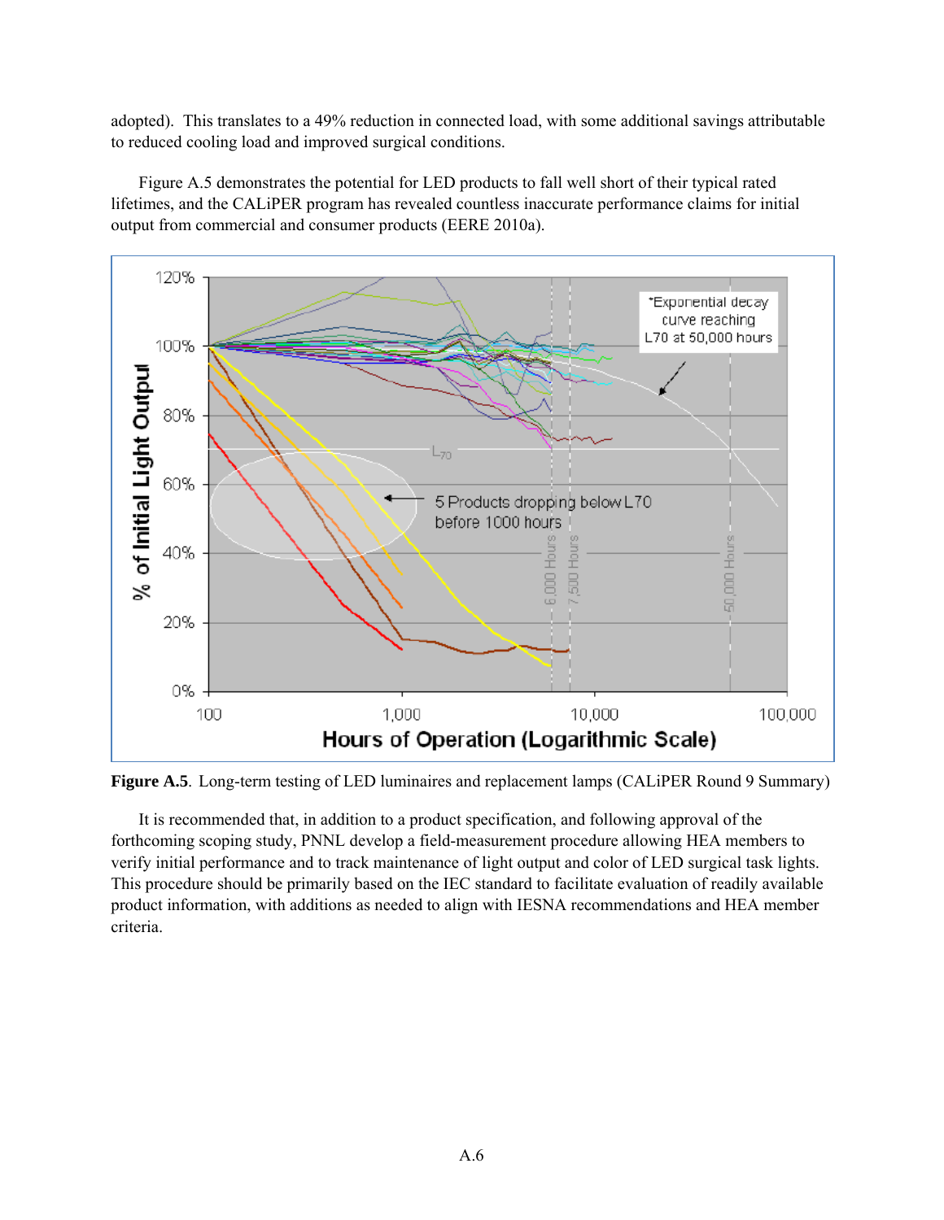adopted). This translates to a 49% reduction in connected load, with some additional savings attributable to reduced cooling load and improved surgical conditions.

Figure A.5 demonstrates the potential for LED products to fall well short of their typical rated lifetimes, and the CALiPER program has revealed countless inaccurate performance claims for initial output from commercial and consumer products (EERE 2010a).

**Figure A.5**. Long-term testing of LED luminaires and replacement lamps (CALiPER Round 9 Summary)

It is recommended that, in addition to a product specification, and following approval of the forthcoming scoping study, PNNL develop a field-measurement procedure allowing HEA members to verify initial performance and to track maintenance of light output and color of LED surgical task lights. This procedure should be primarily based on the IEC standard to facilitate evaluation of readily available product information, with additions as needed to align with IESNA recommendations and HEA member criteria.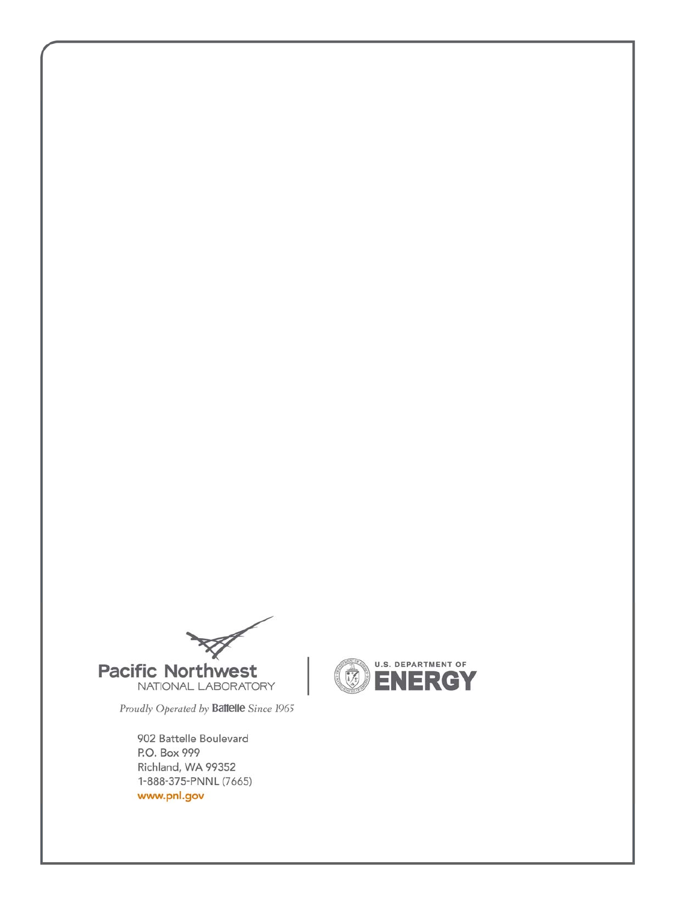Pacific Northwest
NATIONAL LABORATORY

U.S. DEPARTMENT OF
ENERGY

*Proudly Operated by* **Battelle** *Since 1965*

902 Battelle Boulevard
P.O. Box 999
Richland, WA 99352
1-888-375-PNNL (7665)
www.pnl.gov